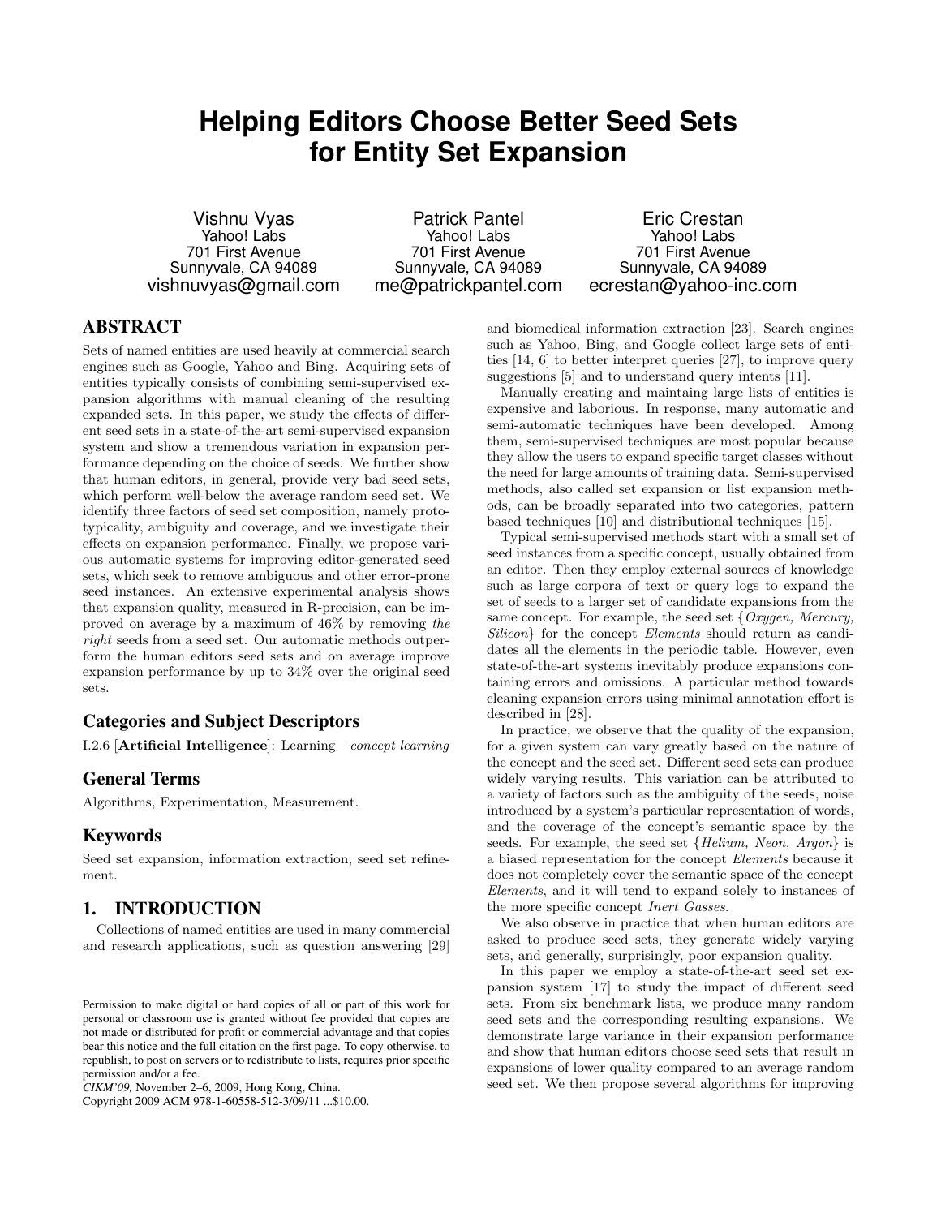# Helping Editors Choose Better Seed Sets for Entity Set Expansion

Vishnu Vyas
Yahoo! Labs
701 First Avenue
Sunnyvale, CA 94089
vishnuvyas@gmail.com

Patrick Pantel
Yahoo! Labs
701 First Avenue
Sunnyvale, CA 94089
me@patrickpantel.com

Eric Crestan
Yahoo! Labs
701 First Avenue
Sunnyvale, CA 94089
ecrestan@yahoo-inc.com

## ABSTRACT

Sets of named entities are used heavily at commercial search engines such as Google, Yahoo and Bing. Acquiring sets of entities typically consists of combining semi-supervised expansion algorithms with manual cleaning of the resulting expanded sets. In this paper, we study the effects of different seed sets in a state-of-the-art semi-supervised expansion system and show a tremendous variation in expansion performance depending on the choice of seeds. We further show that human editors, in general, provide very bad seed sets, which perform well-below the average random seed set. We identify three factors of seed set composition, namely prototypicality, ambiguity and coverage, and we investigate their effects on expansion performance. Finally, we propose various automatic systems for improving editor-generated seed sets, which seek to remove ambiguous and other error-prone seed instances. An extensive experimental analysis shows that expansion quality, measured in R-precision, can be improved on average by a maximum of 46% by removing *the right* seeds from a seed set. Our automatic methods outperform the human editors seed sets and on average improve expansion performance by up to 34% over the original seed sets.

### Categories and Subject Descriptors

I.2.6 [**Artificial Intelligence**]: Learning—*concept learning*

### General Terms

Algorithms, Experimentation, Measurement.

### Keywords

Seed set expansion, information extraction, seed set refinement.

## 1. INTRODUCTION

Collections of named entities are used in many commercial and research applications, such as question answering [29] and biomedical information extraction [23]. Search engines such as Yahoo, Bing, and Google collect large sets of entities [14, 6] to better interpret queries [27], to improve query suggestions [5] and to understand query intents [11].

Manually creating and maintaining large lists of entities is expensive and laborious. In response, many automatic and semi-automatic techniques have been developed. Among them, semi-supervised techniques are most popular because they allow the users to expand specific target classes without the need for large amounts of training data. Semi-supervised methods, also called set expansion or list expansion methods, can be broadly separated into two categories, pattern based techniques [10] and distributional techniques [15].

Typical semi-supervised methods start with a small set of seed instances from a specific concept, usually obtained from an editor. Then they employ external sources of knowledge such as large corpora of text or query logs to expand the set of seeds to a larger set of candidate expansions from the same concept. For example, the seed set {*Oxygen, Mercury, Silicon*} for the concept *Elements* should return as candidates all the elements in the periodic table. However, even state-of-the-art systems inevitably produce expansions containing errors and omissions. A particular method towards cleaning expansion errors using minimal annotation effort is described in [28].

In practice, we observe that the quality of the expansion, for a given system can vary greatly based on the nature of the concept and the seed set. Different seed sets can produce widely varying results. This variation can be attributed to a variety of factors such as the ambiguity of the seeds, noise introduced by a system's particular representation of words, and the coverage of the concept's semantic space by the seeds. For example, the seed set {*Helium, Neon, Argon*} is a biased representation for the concept *Elements* because it does not completely cover the semantic space of the concept *Elements*, and it will tend to expand solely to instances of the more specific concept *Inert Gasses*.

We also observe in practice that when human editors are asked to produce seed sets, they generate widely varying sets, and generally, surprisingly, poor expansion quality.

In this paper we employ a state-of-the-art seed set expansion system [17] to study the impact of different seed sets. From six benchmark lists, we produce many random seed sets and the corresponding resulting expansions. We demonstrate large variance in their expansion performance and show that human editors choose seed sets that result in expansions of lower quality compared to an average random seed set. We then propose several algorithms for improving

Permission to make digital or hard copies of all or part of this work for personal or classroom use is granted without fee provided that copies are not made or distributed for profit or commercial advantage and that copies bear this notice and the full citation on the first page. To copy otherwise, to republish, to post on servers or to redistribute to lists, requires prior specific permission and/or a fee.
*CIKM'09,* November 2–6, 2009, Hong Kong, China.
Copyright 2009 ACM 978-1-60558-512-3/09/11 ...$10.00.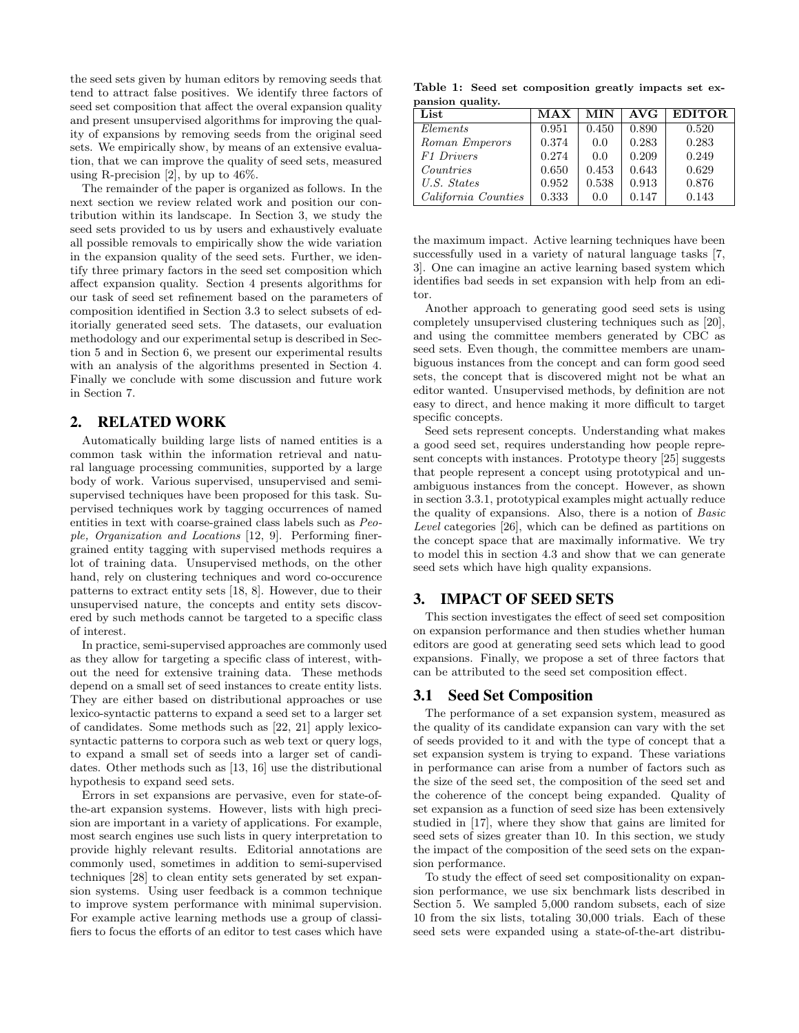the seed sets given by human editors by removing seeds that tend to attract false positives. We identify three factors of seed set composition that affect the overal expansion quality and present unsupervised algorithms for improving the quality of expansions by removing seeds from the original seed sets. We empirically show, by means of an extensive evaluation, that we can improve the quality of seed sets, measured using R-precision [2], by up to 46%.

The remainder of the paper is organized as follows. In the next section we review related work and position our contribution within its landscape. In Section 3, we study the seed sets provided to us by users and exhaustively evaluate all possible removals to empirically show the wide variation in the expansion quality of the seed sets. Further, we identify three primary factors in the seed set composition which affect expansion quality. Section 4 presents algorithms for our task of seed set refinement based on the parameters of composition identified in Section 3.3 to select subsets of editorially generated seed sets. The datasets, our evaluation methodology and our experimental setup is described in Section 5 and in Section 6, we present our experimental results with an analysis of the algorithms presented in Section 4. Finally we conclude with some discussion and future work in Section 7.

## 2. RELATED WORK

Automatically building large lists of named entities is a common task within the information retrieval and natural language processing communities, supported by a large body of work. Various supervised, unsupervised and semi-supervised techniques have been proposed for this task. Supervised techniques work by tagging occurrences of named entities in text with coarse-grained class labels such as *People, Organization and Locations* [12, 9]. Performing finer-grained entity tagging with supervised methods requires a lot of training data. Unsupervised methods, on the other hand, rely on clustering techniques and word co-occurence patterns to extract entity sets [18, 8]. However, due to their unsupervised nature, the concepts and entity sets discovered by such methods cannot be targeted to a specific class of interest.

In practice, semi-supervised approaches are commonly used as they allow for targeting a specific class of interest, without the need for extensive training data. These methods depend on a small set of seed instances to create entity lists. They are either based on distributional approaches or use lexico-syntactic patterns to expand a seed set to a larger set of candidates. Some methods such as [22, 21] apply lexico-syntactic patterns to corpora such as web text or query logs, to expand a small set of seeds into a larger set of candidates. Other methods such as [13, 16] use the distributional hypothesis to expand seed sets.

Errors in set expansions are pervasive, even for state-of-the-art expansion systems. However, lists with high precision are important in a variety of applications. For example, most search engines use such lists in query interpretation to provide highly relevant results. Editorial annotations are commonly used, sometimes in addition to semi-supervised techniques [28] to clean entity sets generated by set expansion systems. Using user feedback is a common technique to improve system performance with minimal supervision. For example active learning methods use a group of classifiers to focus the efforts of an editor to test cases which have the maximum impact. Active learning techniques have been successfully used in a variety of natural language tasks [7, 3]. One can imagine an active learning based system which identifies bad seeds in set expansion with help from an editor.

Another approach to generating good seed sets is using completely unsupervised clustering techniques such as [20], and using the committee members generated by CBC as seed sets. Even though, the committee members are unambiguous instances from the concept and can form good seed sets, the concept that is discovered might not be what an editor wanted. Unsupervised methods, by definition are not easy to direct, and hence making it more difficult to target specific concepts.

Seed sets represent concepts. Understanding what makes a good seed set, requires understanding how people represent concepts with instances. Prototype theory [25] suggests that people represent a concept using prototypical and unambiguous instances from the concept. However, as shown in section 3.3.1, prototypical examples might actually reduce the quality of expansions. Also, there is a notion of *Basic Level* categories [26], which can be defined as partitions on the concept space that are maximally informative. We try to model this in section 4.3 and show that we can generate seed sets which have high quality expansions.

**Table 1: Seed set composition greatly impacts set expansion quality.**

| List | MAX | MIN | AVG | EDITOR |
|---|---|---|---|---|
| *Elements* | 0.951 | 0.450 | 0.890 | 0.520 |
| *Roman Emperors* | 0.374 | 0.0 | 0.283 | 0.283 |
| *F1 Drivers* | 0.274 | 0.0 | 0.209 | 0.249 |
| *Countries* | 0.650 | 0.453 | 0.643 | 0.629 |
| *U.S. States* | 0.952 | 0.538 | 0.913 | 0.876 |
| *California Counties* | 0.333 | 0.0 | 0.147 | 0.143 |

## 3. IMPACT OF SEED SETS

This section investigates the effect of seed set composition on expansion performance and then studies whether human editors are good at generating seed sets which lead to good expansions. Finally, we propose a set of three factors that can be attributed to the seed set composition effect.

### 3.1 Seed Set Composition

The performance of a set expansion system, measured as the quality of its candidate expansion can vary with the set of seeds provided to it and with the type of concept that a set expansion system is trying to expand. These variations in performance can arise from a number of factors such as the size of the seed set, the composition of the seed set and the coherence of the concept being expanded. Quality of set expansion as a function of seed size has been extensively studied in [17], where they show that gains are limited for seed sets of sizes greater than 10. In this section, we study the impact of the composition of the seed sets on the expansion performance.

To study the effect of seed set compositionality on expansion performance, we use six benchmark lists described in Section 5. We sampled 5,000 random subsets, each of size 10 from the six lists, totaling 30,000 trials. Each of these seed sets were expanded using a state-of-the-art distribu-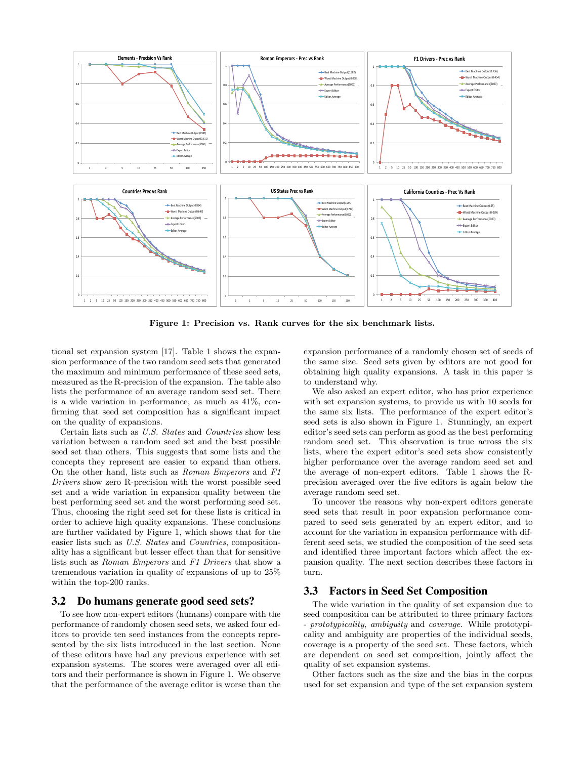Figure 1: Precision vs. Rank curves for the six benchmark lists.

tional set expansion system [17]. Table 1 shows the expansion performance of the two random seed sets that generated the maximum and minimum performance of these seed sets, measured as the R-precision of the expansion. The table also lists the performance of an average random seed set. There is a wide variation in performance, as much as 41%, confirming that seed set composition has a significant impact on the quality of expansions.

Certain lists such as *U.S. States* and *Countries* show less variation between a random seed set and the best possible seed set than others. This suggests that some lists and the concepts they represent are easier to expand than others. On the other hand, lists such as *Roman Emperors* and *F1 Drivers* show zero R-precision with the worst possible seed set and a wide variation in expansion quality between the best performing seed set and the worst performing seed set. Thus, choosing the right seed set for these lists is critical in order to achieve high quality expansions. These conclusions are further validated by Figure 1, which shows that for the easier lists such as *U.S. States* and *Countries*, compositionality has a significant but lesser effect than that for sensitive lists such as *Roman Emperors* and *F1 Drivers* that show a tremendous variation in quality of expansions of up to 25% within the top-200 ranks.

## 3.2 Do humans generate good seed sets?

To see how non-expert editors (humans) compare with the performance of randomly chosen seed sets, we asked four editors to provide ten seed instances from the concepts represented by the six lists introduced in the last section. None of these editors have had any previous experience with set expansion systems. The scores were averaged over all editors and their performance is shown in Figure 1. We observe that the performance of the average editor is worse than the expansion performance of a randomly chosen set of seeds of the same size. Seed sets given by editors are not good for obtaining high quality expansions. A task in this paper is to understand why.

We also asked an expert editor, who has prior experience with set expansion systems, to provide us with 10 seeds for the same six lists. The performance of the expert editor's seed sets is also shown in Figure 1. Stunningly, an expert editor's seed sets can perform as good as the best performing random seed set. This observation is true across the six lists, where the expert editor's seed sets show consistently higher performance over the average random seed set and the average of non-expert editors. Table 1 shows the R-precision averaged over the five editors is again below the average random seed set.

To uncover the reasons why non-expert editors generate seed sets that result in poor expansion performance compared to seed sets generated by an expert editor, and to account for the variation in expansion performance with different seed sets, we studied the composition of the seed sets and identified three important factors which affect the expansion quality. The next section describes these factors in turn.

## 3.3 Factors in Seed Set Composition

The wide variation in the quality of set expansion due to seed composition can be attributed to three primary factors - *prototypicality*, *ambiguity* and *coverage*. While prototypicality and ambiguity are properties of the individual seeds, coverage is a property of the seed set. These factors, which are dependent on seed set composition, jointly affect the quality of set expansion systems.

Other factors such as the size and the bias in the corpus used for set expansion and type of the set expansion system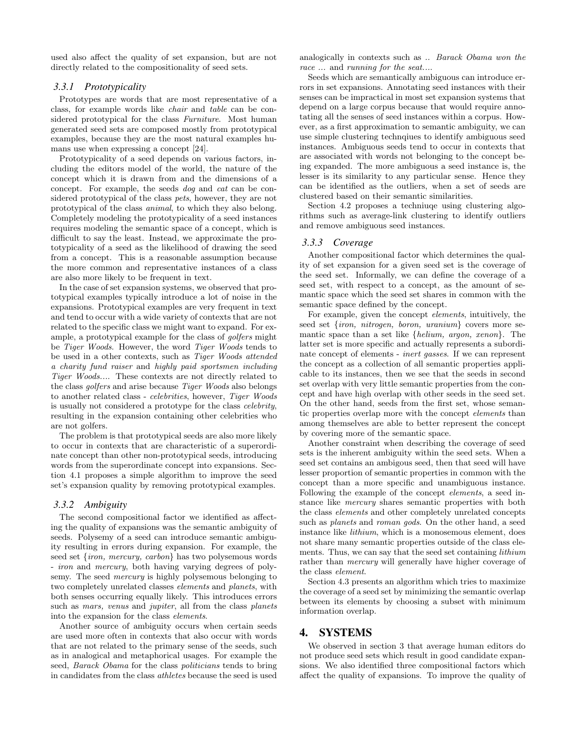used also affect the quality of set expansion, but are not directly related to the compositionality of seed sets.

### 3.3.1 Prototypicality

Prototypes are words that are most representative of a class, for example words like *chair* and *table* can be considered prototypical for the class *Furniture*. Most human generated seed sets are composed mostly from prototypical examples, because they are the most natural examples humans use when expressing a concept [24].

Prototypicality of a seed depends on various factors, including the editors model of the world, the nature of the concept which it is drawn from and the dimensions of a concept. For example, the seeds *dog* and *cat* can be considered prototypical of the class *pets*, however, they are not prototypical of the class *animal*, to which they also belong. Completely modeling the prototypicality of a seed instances requires modeling the semantic space of a concept, which is difficult to say the least. Instead, we approximate the prototypicality of a seed as the likelihood of drawing the seed from a concept. This is a reasonable assumption because the more common and representative instances of a class are also more likely to be frequent in text.

In the case of set expansion systems, we observed that prototypical examples typically introduce a lot of noise in the expansions. Prototypical examples are very frequent in text and tend to occur with a wide variety of contexts that are not related to the specific class we might want to expand. For example, a prototypical example for the class of *golfers* might be *Tiger Woods*. However, the word *Tiger Woods* tends to be used in a other contexts, such as *Tiger Woods attended a charity fund raiser* and *highly paid sportsmen including Tiger Woods....* These contexts are not directly related to the class *golfers* and arise because *Tiger Woods* also belongs to another related class - *celebrities*, however, *Tiger Woods* is usually not considered a prototype for the class *celebrity*, resulting in the expansion containing other celebrities who are not golfers.

The problem is that prototypical seeds are also more likely to occur in contexts that are characteristic of a superordinate concept than other non-prototypical seeds, introducing words from the superordinate concept into expansions. Section 4.1 proposes a simple algorithm to improve the seed set's expansion quality by removing prototypical examples.

### 3.3.2 Ambiguity

The second compositional factor we identified as affecting the quality of expansions was the semantic ambiguity of seeds. Polysemy of a seed can introduce semantic ambiguity resulting in errors during expansion. For example, the seed set {*iron, mercury, carbon*} has two polysemous words - *iron* and *mercury*, both having varying degrees of polysemy. The seed *mercury* is highly polysemous belonging to two completely unrelated classes *elements* and *planets*, with both senses occurring equally likely. This introduces errors such as *mars, venus* and *jupiter*, all from the class *planets* into the expansion for the class *elements*.

Another source of ambiguity occurs when certain seeds are used more often in contexts that also occur with words that are not related to the primary sense of the seeds, such as in analogical and metaphorical usages. For example the seed, *Barack Obama* for the class *politicians* tends to bring in candidates from the class *athletes* because the seed is used analogically in contexts such as .. *Barack Obama won the race ...* and *running for the seat....*

Seeds which are semantically ambiguous can introduce errors in set expansions. Annotating seed instances with their senses can be impractical in most set expansion systems that depend on a large corpus because that would require annotating all the senses of seed instances within a corpus. However, as a first approximation to semantic ambiguity, we can use simple clustering technqiues to identify ambiguous seed instances. Ambiguous seeds tend to occur in contexts that are associated with words not belonging to the concept being expanded. The more ambiguous a seed instance is, the lesser is its similarity to any particular sense. Hence they can be identified as the outliers, when a set of seeds are clustered based on their semantic similarities.

Section 4.2 proposes a techniuqe using clustering algorithms such as average-link clustering to identify outliers and remove ambiguous seed instances.

### 3.3.3 Coverage

Another compositional factor which determines the quality of set expansion for a given seed set is the coverage of the seed set. Informally, we can define the coverage of a seed set, with respect to a concept, as the amount of semantic space which the seed set shares in common with the semantic space defined by the concept.

For example, given the concept *elements*, intuitively, the seed set {*iron, nitrogen, boron, uranium*} covers more semantic space than a set like {*helium, argon, xenon*}. The latter set is more specific and actually represents a subordinate concept of elements - *inert gasses*. If we can represent the concept as a collection of all semantic properties applicable to its instances, then we see that the seeds in second set overlap with very little semantic properties from the concept and have high overlap with other seeds in the seed set. On the other hand, seeds from the first set, whose semantic properties overlap more with the concept *elements* than among themselves are able to better represent the concept by covering more of the semantic space.

Another constraint when describing the coverage of seed sets is the inherent ambiguity within the seed sets. When a seed set contains an ambigous seed, then that seed will have lesser proportion of semantic properties in common with the concept than a more specific and unambiguous instance. Following the example of the concept *elements*, a seed instance like *mercury* shares semantic properties with both the class *elements* and other completely unrelated concepts such as *planets* and *roman gods*. On the other hand, a seed instance like *lithium*, which is a monosemous element, does not share many semantic properties outside of the class elements. Thus, we can say that the seed set containing *lithium* rather than *mercury* will generally have higher coverage of the class *element*.

Section 4.3 presents an algorithm which tries to maximize the coverage of a seed set by minimizing the semantic overlap between its elements by choosing a subset with minimum information overlap.

## 4. SYSTEMS

We observed in section 3 that average human editors do not produce seed sets which result in good candidate expansions. We also identified three compositional factors which affect the quality of expansions. To improve the quality of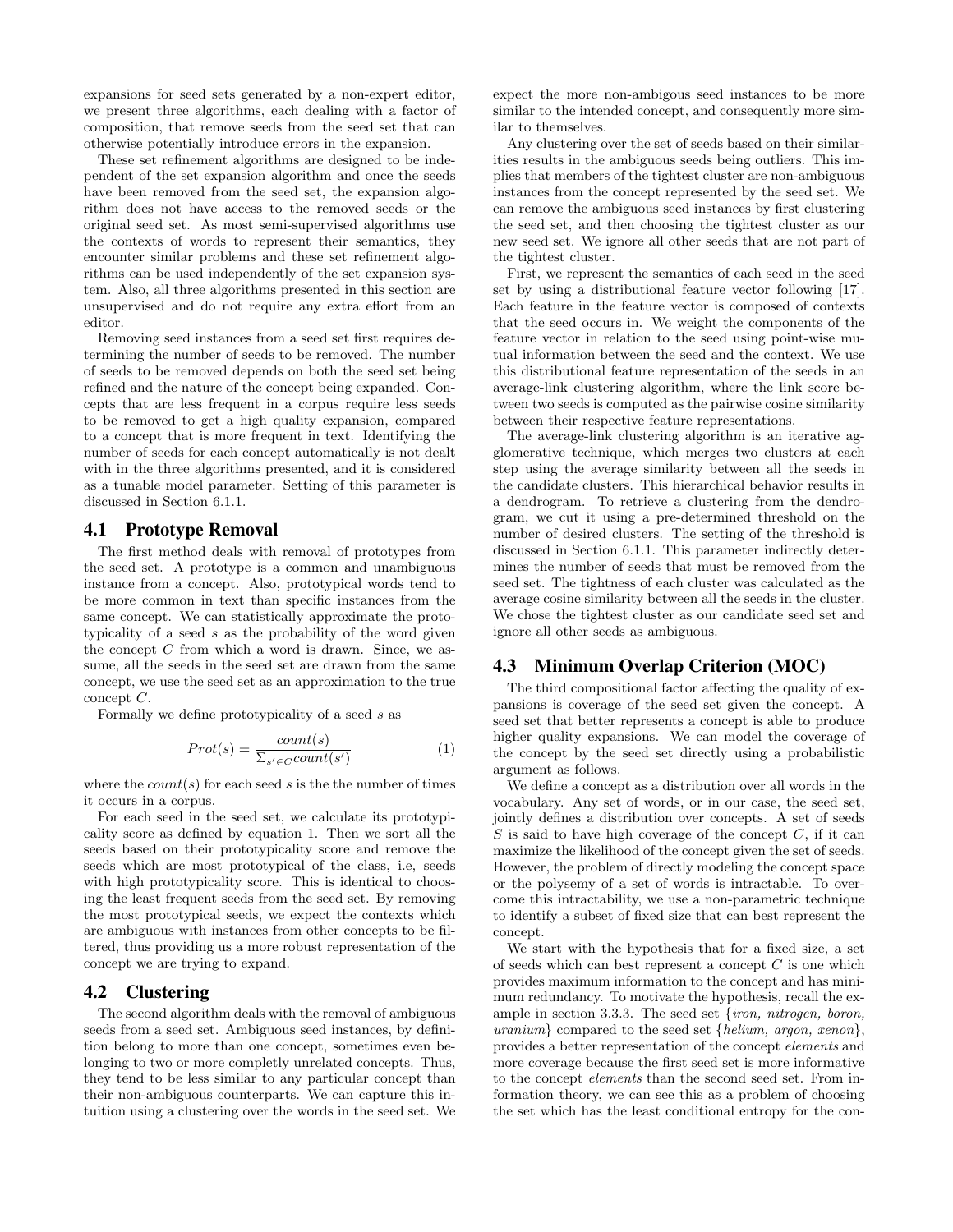expansions for seed sets generated by a non-expert editor, we present three algorithms, each dealing with a factor of composition, that remove seeds from the seed set that can otherwise potentially introduce errors in the expansion.

These set refinement algorithms are designed to be independent of the set expansion algorithm and once the seeds have been removed from the seed set, the expansion algorithm does not have access to the removed seeds or the original seed set. As most semi-supervised algorithms use the contexts of words to represent their semantics, they encounter similar problems and these set refinement algorithms can be used independently of the set expansion system. Also, all three algorithms presented in this section are unsupervised and do not require any extra effort from an editor.

Removing seed instances from a seed set first requires determining the number of seeds to be removed. The number of seeds to be removed depends on both the seed set being refined and the nature of the concept being expanded. Concepts that are less frequent in a corpus require less seeds to be removed to get a high quality expansion, compared to a concept that is more frequent in text. Identifying the number of seeds for each concept automatically is not dealt with in the three algorithms presented, and it is considered as a tunable model parameter. Setting of this parameter is discussed in Section 6.1.1.

## 4.1 Prototype Removal

The first method deals with removal of prototypes from the seed set. A prototype is a common and unambiguous instance from a concept. Also, prototypical words tend to be more common in text than specific instances from the same concept. We can statistically approximate the prototypicality of a seed $s$ as the probability of the word given the concept $C$ from which a word is drawn. Since, we assume, all the seeds in the seed set are drawn from the same concept, we use the seed set as an approximation to the true concept $C$.

Formally we define prototypicality of a seed $s$ as

$$Prot(s) = \frac{count(s)}{\Sigma_{s' \in C} count(s')} \tag{1}$$

where the $count(s)$ for each seed $s$ is the the number of times it occurs in a corpus.

For each seed in the seed set, we calculate its prototypicality score as defined by equation 1. Then we sort all the seeds based on their prototypicality score and remove the seeds which are most prototypical of the class, i.e, seeds with high prototypicality score. This is identical to choosing the least frequent seeds from the seed set. By removing the most prototypical seeds, we expect the contexts which are ambiguous with instances from other concepts to be filtered, thus providing us a more robust representation of the concept we are trying to expand.

## 4.2 Clustering

The second algorithm deals with the removal of ambiguous seeds from a seed set. Ambiguous seed instances, by definition belong to more than one concept, sometimes even belonging to two or more completly unrelated concepts. Thus, they tend to be less similar to any particular concept than their non-ambiguous counterparts. We can capture this intuition using a clustering over the words in the seed set. We expect the more non-ambigous seed instances to be more similar to the intended concept, and consequently more similar to themselves.

Any clustering over the set of seeds based on their similarities results in the ambiguous seeds being outliers. This implies that members of the tightest cluster are non-ambiguous instances from the concept represented by the seed set. We can remove the ambiguous seed instances by first clustering the seed set, and then choosing the tightest cluster as our new seed set. We ignore all other seeds that are not part of the tightest cluster.

First, we represent the semantics of each seed in the seed set by using a distributional feature vector following [17]. Each feature in the feature vector is composed of contexts that the seed occurs in. We weight the components of the feature vector in relation to the seed using point-wise mutual information between the seed and the context. We use this distributional feature representation of the seeds in an average-link clustering algorithm, where the link score between two seeds is computed as the pairwise cosine similarity between their respective feature representations.

The average-link clustering algorithm is an iterative agglomerative technique, which merges two clusters at each step using the average similarity between all the seeds in the candidate clusters. This hierarchical behavior results in a dendrogram. To retrieve a clustering from the dendrogram, we cut it using a pre-determined threshold on the number of desired clusters. The setting of the threshold is discussed in Section 6.1.1. This parameter indirectly determines the number of seeds that must be removed from the seed set. The tightness of each cluster was calculated as the average cosine similarity between all the seeds in the cluster. We chose the tightest cluster as our candidate seed set and ignore all other seeds as ambiguous.

## 4.3 Minimum Overlap Criterion (MOC)

The third compositional factor affecting the quality of expansions is coverage of the seed set given the concept. A seed set that better represents a concept is able to produce higher quality expansions. We can model the coverage of the concept by the seed set directly using a probabilistic argument as follows.

We define a concept as a distribution over all words in the vocabulary. Any set of words, or in our case, the seed set, jointly defines a distribution over concepts. A set of seeds $S$ is said to have high coverage of the concept $C$, if it can maximize the likelihood of the concept given the set of seeds. However, the problem of directly modeling the concept space or the polysemy of a set of words is intractable. To overcome this intractability, we use a non-parametric technique to identify a subset of fixed size that can best represent the concept.

We start with the hypothesis that for a fixed size, a set of seeds which can best represent a concept $C$ is one which provides maximum information to the concept and has minimum redundancy. To motivate the hypothesis, recall the example in section 3.3.3. The seed set {*iron, nitrogen, boron, uranium*} compared to the seed set {*helium, argon, xenon*}, provides a better representation of the concept *elements* and more coverage because the first seed set is more informative to the concept *elements* than the second seed set. From information theory, we can see this as a problem of choosing the set which has the least conditional entropy for the con-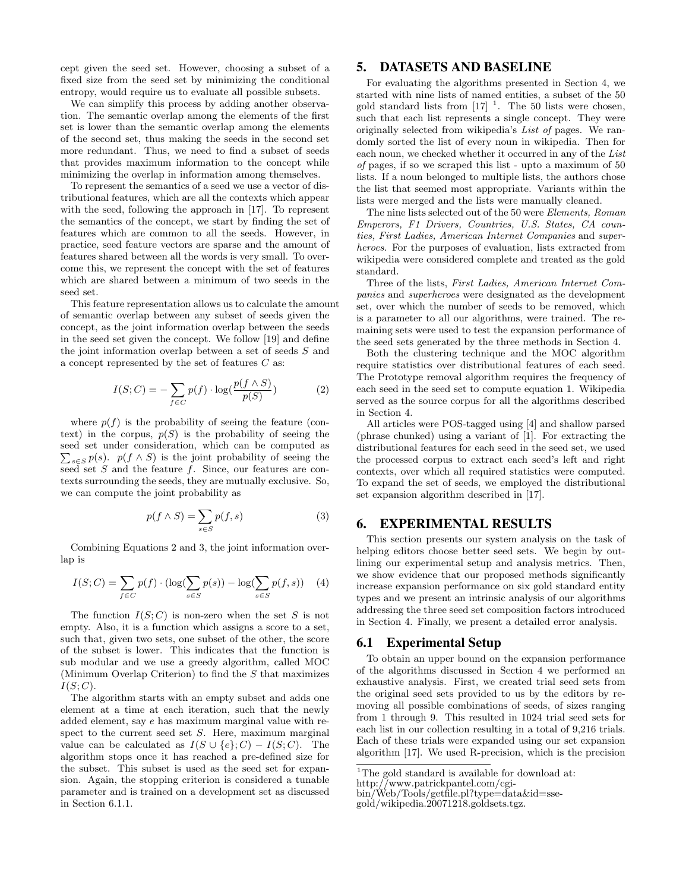cept given the seed set. However, choosing a subset of a fixed size from the seed set by minimizing the conditional entropy, would require us to evaluate all possible subsets.

We can simplify this process by adding another observation. The semantic overlap among the elements of the first set is lower than the semantic overlap among the elements of the second set, thus making the seeds in the second set more redundant. Thus, we need to find a subset of seeds that provides maximum information to the concept while minimizing the overlap in information among themselves.

To represent the semantics of a seed we use a vector of distributional features, which are all the contexts which appear with the seed, following the approach in [17]. To represent the semantics of the concept, we start by finding the set of features which are common to all the seeds. However, in practice, seed feature vectors are sparse and the amount of features shared between all the words is very small. To overcome this, we represent the concept with the set of features which are shared between a minimum of two seeds in the seed set.

This feature representation allows us to calculate the amount of semantic overlap between any subset of seeds given the concept, as the joint information overlap between the seeds in the seed set given the concept. We follow [19] and define the joint information overlap between a set of seeds $S$ and a concept represented by the set of features $C$ as:

$$I(S;C) = -\sum_{f \in C} p(f) \cdot \log(\frac{p(f \wedge S)}{p(S)}) \tag{2}$$

where $p(f)$ is the probability of seeing the feature (context) in the corpus, $p(S)$ is the probability of seeing the seed set under consideration, which can be computed as $\sum_{s \in S} p(s)$. $p(f \wedge S)$ is the joint probability of seeing the seed set $S$ and the feature $f$. Since, our features are contexts surrounding the seeds, they are mutually exclusive. So, we can compute the joint probability as

$$p(f \wedge S) = \sum_{s \in S} p(f, s) \tag{3}$$

Combining Equations 2 and 3, the joint information overlap is

$$I(S;C) = \sum_{f \in C} p(f) \cdot (\log(\sum_{s \in S} p(s)) - \log(\sum_{s \in S} p(f, s)) \tag{4}$$

The function $I(S;C)$ is non-zero when the set $S$ is not empty. Also, it is a function which assigns a score to a set, such that, given two sets, one subset of the other, the score of the subset is lower. This indicates that the function is sub modular and we use a greedy algorithm, called MOC (Minimum Overlap Criterion) to find the $S$ that maximizes $I(S;C)$.

The algorithm starts with an empty subset and adds one element at a time at each iteration, such that the newly added element, say $e$ has maximum marginal value with respect to the current seed set $S$. Here, maximum marginal value can be calculated as $I(S \cup \{e\};C) - I(S;C)$. The algorithm stops once it has reached a pre-defined size for the subset. This subset is used as the seed set for expansion. Again, the stopping criterion is considered a tunable parameter and is trained on a development set as discussed in Section 6.1.1.

# 5. DATASETS AND BASELINE

For evaluating the algorithms presented in Section 4, we started with nine lists of named entities, a subset of the 50 gold standard lists from [17] [1]. The 50 lists were chosen, such that each list represents a single concept. They were originally selected from wikipedia's *List of* pages. We randomly sorted the list of every noun in wikipedia. Then for each noun, we checked whether it occurred in any of the *List of* pages, if so we scraped this list - upto a maximum of 50 lists. If a noun belonged to multiple lists, the authors chose the list that seemed most appropriate. Variants within the lists were merged and the lists were manually cleaned.

The nine lists selected out of the 50 were *Elements, Roman Emperors, F1 Drivers, Countries, U.S. States, CA counties, First Ladies, American Internet Companies* and *superheroes*. For the purposes of evaluation, lists extracted from wikipedia were considered complete and treated as the gold standard.

Three of the lists, *First Ladies, American Internet Companies* and *superheroes* were designated as the development set, over which the number of seeds to be removed, which is a parameter to all our algorithms, were trained. The remaining sets were used to test the expansion performance of the seed sets generated by the three methods in Section 4.

Both the clustering technique and the MOC algorithm require statistics over distributional features of each seed. The Prototype removal algorithm requires the frequency of each seed in the seed set to compute equation 1. Wikipedia served as the source corpus for all the algorithms described in Section 4.

All articles were POS-tagged using [4] and shallow parsed (phrase chunked) using a variant of [1]. For extracting the distributional features for each seed in the seed set, we used the processed corpus to extract each seed's left and right contexts, over which all required statistics were computed. To expand the set of seeds, we employed the distributional set expansion algorithm described in [17].

# 6. EXPERIMENTAL RESULTS

This section presents our system analysis on the task of helping editors choose better seed sets. We begin by outlining our experimental setup and analysis metrics. Then, we show evidence that our proposed methods significantly increase expansion performance on six gold standard entity types and we present an intrinsic analysis of our algorithms addressing the three seed set composition factors introduced in Section 4. Finally, we present a detailed error analysis.

## 6.1 Experimental Setup

To obtain an upper bound on the expansion performance of the algorithms discussed in Section 4 we performed an exhaustive analysis. First, we created trial seed sets from the original seed sets provided to us by the editors by removing all possible combinations of seeds, of sizes ranging from 1 through 9. This resulted in 1024 trial seed sets for each list in our collection resulting in a total of 9,216 trials. Each of these trials were expanded using our set expansion algorithm [17]. We used R-precision, which is the precision

[1]The gold standard is available for download at: http://www.patrickpantel.com/cgi-bin/Web/Tools/getfile.pl?type=data&id=sse-gold/wikipedia.20071218.goldsets.tgz.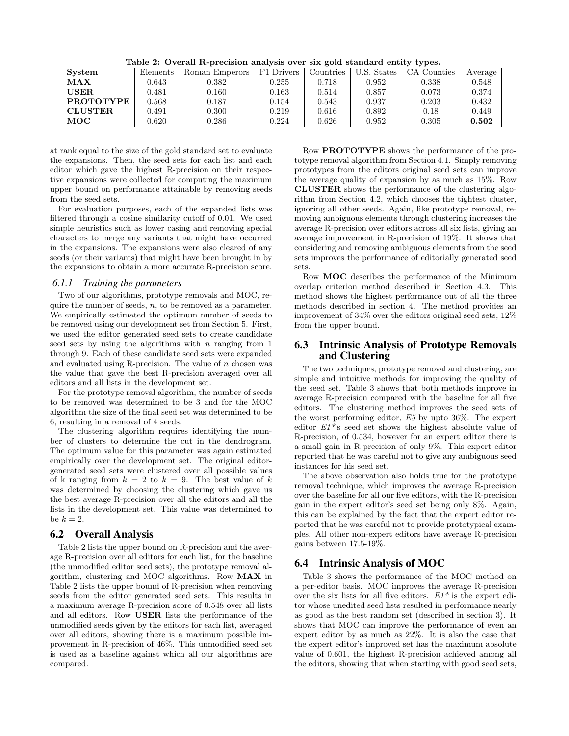Table 2: Overall R-precision analysis over six gold standard entity types.

| System | Elements | Roman Emperors | F1 Drivers | Countries | U.S. States | CA Counties | Average |
|---|---|---|---|---|---|---|---|
| **MAX** | 0.643 | 0.382 | 0.255 | 0.718 | 0.952 | 0.338 | 0.548 |
| **USER** | 0.481 | 0.160 | 0.163 | 0.514 | 0.857 | 0.073 | 0.374 |
| **PROTOTYPE** | 0.568 | 0.187 | 0.154 | 0.543 | 0.937 | 0.203 | 0.432 |
| **CLUSTER** | 0.491 | 0.300 | 0.219 | 0.616 | 0.892 | 0.18 | 0.449 |
| **MOC** | 0.620 | 0.286 | 0.224 | 0.626 | 0.952 | 0.305 | **0.502** |

at rank equal to the size of the gold standard set to evaluate the expansions. Then, the seed sets for each list and each editor which gave the highest R-precision on their respective expansions were collected for computing the maximum upper bound on performance attainable by removing seeds from the seed sets.

For evaluation purposes, each of the expanded lists was filtered through a cosine similarity cutoff of 0.01. We used simple heuristics such as lower casing and removing special characters to merge any variants that might have occurred in the expansions. The expansions were also cleared of any seeds (or their variants) that might have been brought in by the expansions to obtain a more accurate R-precision score.

#### 6.1.1 Training the parameters

Two of our algorithms, prototype removals and MOC, require the number of seeds, $n$, to be removed as a parameter. We empirically estimated the optimum number of seeds to be removed using our development set from Section 5. First, we used the editor generated seed sets to create candidate seed sets by using the algorithms with $n$ ranging from 1 through 9. Each of these candidate seed sets were expanded and evaluated using R-precision. The value of $n$ chosen was the value that gave the best R-precision averaged over all editors and all lists in the development set.

For the prototype removal algorithm, the number of seeds to be removed was determined to be 3 and for the MOC algorithm the size of the final seed set was determined to be 6, resulting in a removal of 4 seeds.

The clustering algorithm requires identifying the number of clusters to determine the cut in the dendrogram. The optimum value for this parameter was again estimated empirically over the development set. The original editor-generated seed sets were clustered over all possible values of k ranging from $k = 2$ to $k = 9$. The best value of $k$ was determined by choosing the clustering which gave us the best average R-precision over all the editors and all the lists in the development set. This value was determined to be $k = 2$.

### 6.2 Overall Analysis

Table 2 lists the upper bound on R-precision and the average R-precision over all editors for each list, for the baseline (the unmodified editor seed sets), the prototype removal algorithm, clustering and MOC algorithms. Row **MAX** in Table 2 lists the upper bound of R-precision when removing seeds from the editor generated seed sets. This results in a maximum average R-precision score of 0.548 over all lists and all editors. Row **USER** lists the performance of the unmodified seeds given by the editors for each list, averaged over all editors, showing there is a maximum possible improvement in R-precision of 46%. This unmodified seed set is used as a baseline against which all our algorithms are compared.

Row **PROTOTYPE** shows the performance of the prototype removal algorithm from Section 4.1. Simply removing prototypes from the editors original seed sets can improve the average quality of expansion by as much as 15%. Row **CLUSTER** shows the performance of the clustering algorithm from Section 4.2, which chooses the tightest cluster, ignoring all other seeds. Again, like prototype removal, removing ambiguous elements through clustering increases the average R-precision over editors across all six lists, giving an average improvement in R-precision of 19%. It shows that considering and removing ambiguous elements from the seed sets improves the performance of editorially generated seed sets.

Row **MOC** describes the performance of the Minimum overlap criterion method described in Section 4.3. This method shows the highest performance out of all the three methods described in section 4. The method provides an improvement of 34% over the editors original seed sets, 12% from the upper bound.

### 6.3 Intrinsic Analysis of Prototype Removals and Clustering

The two techniques, prototype removal and clustering, are simple and intuitive methods for improving the quality of the seed set. Table 3 shows that both methods improve in average R-precision compared with the baseline for all five editors. The clustering method improves the seed sets of the worst performing editor, *E5* by upto 36%. The expert editor *E1\**'s seed set shows the highest absolute value of R-precision, of 0.534, however for an expert editor there is a small gain in R-precision of only 9%. This expert editor reported that he was careful not to give any ambiguous seed instances for his seed set.

The above observation also holds true for the prototype removal technique, which improves the average R-precision over the baseline for all our five editors, with the R-precision gain in the expert editor's seed set being only 8%. Again, this can be explained by the fact that the expert editor reported that he was careful not to provide prototypical examples. All other non-expert editors have average R-precision gains between 17.5-19%.

### 6.4 Intrinsic Analysis of MOC

Table 3 shows the performance of the MOC method on a per-editor basis. MOC improves the average R-precision over the six lists for all five editors. *E1\** is the expert editor whose unedited seed lists resulted in performance nearly as good as the best random set (described in section 3). It shows that MOC can improve the performance of even an expert editor by as much as 22%. It is also the case that the expert editor's improved set has the maximum absolute value of 0.601, the highest R-precision achieved among all the editors, showing that when starting with good seed sets,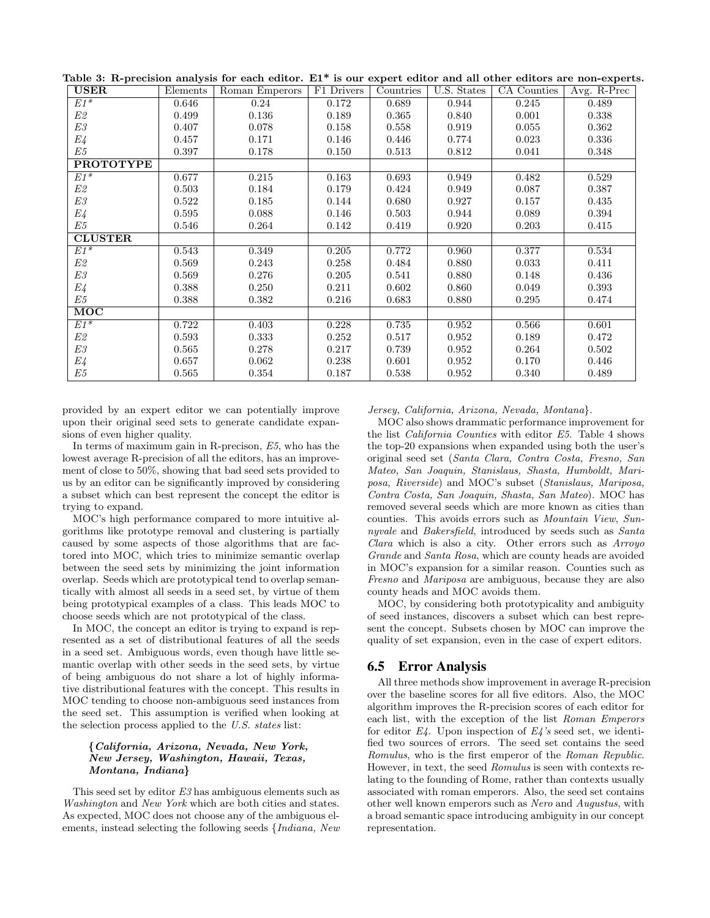Table 3: R-precision analysis for each editor. E1* is our expert editor and all other editors are non-experts.

| USER | Elements | Roman Emperors | F1 Drivers | Countries | U.S. States | CA Counties | Avg. R-Prec |
|---|---|---|---|---|---|---|---|
| *E1\** | 0.646 | 0.24 | 0.172 | 0.689 | 0.944 | 0.245 | 0.489 |
| *E2* | 0.499 | 0.136 | 0.189 | 0.365 | 0.840 | 0.001 | 0.338 |
| *E3* | 0.407 | 0.078 | 0.158 | 0.558 | 0.919 | 0.055 | 0.362 |
| *E4* | 0.457 | 0.171 | 0.146 | 0.446 | 0.774 | 0.023 | 0.336 |
| *E5* | 0.397 | 0.178 | 0.150 | 0.513 | 0.812 | 0.041 | 0.348 |
| **PROTOTYPE** | | | | | | | |
| *E1\** | 0.677 | 0.215 | 0.163 | 0.693 | 0.949 | 0.482 | 0.529 |
| *E2* | 0.503 | 0.184 | 0.179 | 0.424 | 0.949 | 0.087 | 0.387 |
| *E3* | 0.522 | 0.185 | 0.144 | 0.680 | 0.927 | 0.157 | 0.435 |
| *E4* | 0.595 | 0.088 | 0.146 | 0.503 | 0.944 | 0.089 | 0.394 |
| *E5* | 0.546 | 0.264 | 0.142 | 0.419 | 0.920 | 0.203 | 0.415 |
| **CLUSTER** | | | | | | | |
| *E1\** | 0.543 | 0.349 | 0.205 | 0.772 | 0.960 | 0.377 | 0.534 |
| *E2* | 0.569 | 0.243 | 0.258 | 0.484 | 0.880 | 0.033 | 0.411 |
| *E3* | 0.569 | 0.276 | 0.205 | 0.541 | 0.880 | 0.148 | 0.436 |
| *E4* | 0.388 | 0.250 | 0.211 | 0.602 | 0.860 | 0.049 | 0.393 |
| *E5* | 0.388 | 0.382 | 0.216 | 0.683 | 0.880 | 0.295 | 0.474 |
| **MOC** | | | | | | | |
| *E1\** | 0.722 | 0.403 | 0.228 | 0.735 | 0.952 | 0.566 | 0.601 |
| *E2* | 0.593 | 0.333 | 0.252 | 0.517 | 0.952 | 0.189 | 0.472 |
| *E3* | 0.565 | 0.278 | 0.217 | 0.739 | 0.952 | 0.264 | 0.502 |
| *E4* | 0.657 | 0.062 | 0.238 | 0.601 | 0.952 | 0.170 | 0.446 |
| *E5* | 0.565 | 0.354 | 0.187 | 0.538 | 0.952 | 0.340 | 0.489 |

provided by an expert editor we can potentially improve upon their original seed sets to generate candidate expansions of even higher quality.

In terms of maximum gain in R-precison, *E5*, who has the lowest average R-precision of all the editors, has an improvement of close to 50%, showing that bad seed sets provided to us by an editor can be significantly improved by considering a subset which can best represent the concept the editor is trying to expand.

MOC's high performance compared to more intuitive algorithms like prototype removal and clustering is partially caused by some aspects of those algorithms that are factored into MOC, which tries to minimize semantic overlap between the seed sets by minimizing the joint information overlap. Seeds which are prototypical tend to overlap semantically with almost all seeds in a seed set, by virtue of them being prototypical examples of a class. This leads MOC to choose seeds which are not prototypical of the class.

In MOC, the concept an editor is trying to expand is represented as a set of distributional features of all the seeds in a seed set. Ambiguous words, even though have little semantic overlap with other seeds in the seed sets, by virtue of being ambiguous do not share a lot of highly informative distributional features with the concept. This results in MOC tending to choose non-ambiguous seed instances from the seed set. This assumption is verified when looking at the selection process applied to the *U.S. states* list:

> ***{California, Arizona, Nevada, New York, New Jersey, Washington, Hawaii, Texas, Montana, Indiana}***

This seed set by editor *E3* has ambiguous elements such as *Washington* and *New York* which are both cities and states. As expected, MOC does not choose any of the ambiguous elements, instead selecting the following seeds {*Indiana, New Jersey, California, Arizona, Nevada, Montana*}.

MOC also shows drammatic performance improvement for the list *California Counties* with editor *E5*. Table 4 shows the top-20 expansions when expanded using both the user's original seed set (*Santa Clara, Contra Costa, Fresno, San Mateo, San Joaquin, Stanislaus, Shasta, Humboldt, Mariposa, Riverside*) and MOC's subset (*Stanislaus, Mariposa, Contra Costa, San Joaquin, Shasta, San Mateo*). MOC has removed several seeds which are more known as cities than counties. This avoids errors such as *Mountain View*, *Sunnyvale* and *Bakersfield*, introduced by seeds such as *Santa Clara* which is also a city. Other errors such as *Arroyo Grande* and *Santa Rosa*, which are county heads are avoided in MOC's expansion for a similar reason. Counties such as *Fresno* and *Mariposa* are ambiguous, because they are also county heads and MOC avoids them.

MOC, by considering both prototypicality and ambiguity of seed instances, discovers a subset which can best represent the concept. Subsets chosen by MOC can improve the quality of set expansion, even in the case of expert editors.

## 6.5 Error Analysis

All three methods show improvement in average R-precision over the baseline scores for all five editors. Also, the MOC algorithm improves the R-precision scores of each editor for each list, with the exception of the list *Roman Emperors* for editor *E4*. Upon inspection of *E4's* seed set, we identified two sources of errors. The seed set contains the seed *Romulus*, who is the first emperor of the *Roman Republic*. However, in text, the seed *Romulus* is seen with contexts relating to the founding of Rome, rather than contexts usually associated with roman emperors. Also, the seed set contains other well known emperors such as *Nero* and *Augustus*, with a broad semantic space introducing ambiguity in our concept representation.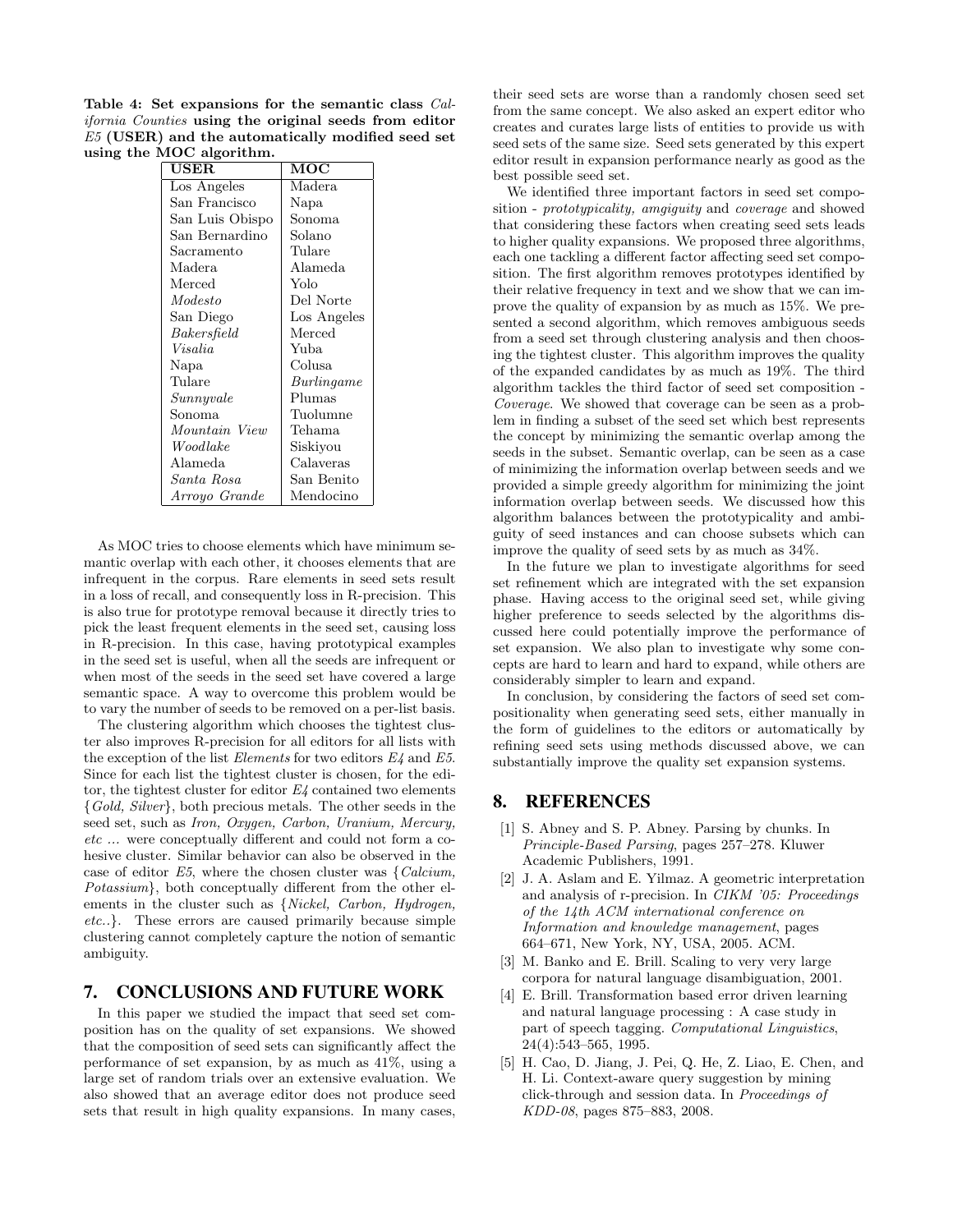**Table 4: Set expansions for the semantic class *California Counties* using the original seeds from editor *E5* (USER) and the automatically modified seed set using the MOC algorithm.**

| USER | MOC |
|---|---|
| Los Angeles | Madera |
| San Francisco | Napa |
| San Luis Obispo | Sonoma |
| San Bernardino | Solano |
| Sacramento | Tulare |
| Madera | Alameda |
| Merced | Yolo |
| *Modesto* | Del Norte |
| San Diego | Los Angeles |
| *Bakersfield* | Merced |
| *Visalia* | Yuba |
| Napa | Colusa |
| Tulare | *Burlingame* |
| *Sunnyvale* | Plumas |
| Sonoma | Tuolumne |
| *Mountain View* | Tehama |
| *Woodlake* | Siskiyou |
| Alameda | Calaveras |
| *Santa Rosa* | San Benito |
| *Arroyo Grande* | Mendocino |

As MOC tries to choose elements which have minimum semantic overlap with each other, it chooses elements that are infrequent in the corpus. Rare elements in seed sets result in a loss of recall, and consequently loss in R-precision. This is also true for prototype removal because it directly tries to pick the least frequent elements in the seed set, causing loss in R-precision. In this case, having prototypical examples in the seed set is useful, when all the seeds are infrequent or when most of the seeds in the seed set have covered a large semantic space. A way to overcome this problem would be to vary the number of seeds to be removed on a per-list basis.

The clustering algorithm which chooses the tightest cluster also improves R-precision for all editors for all lists with the exception of the list *Elements* for two editors *E4* and *E5*. Since for each list the tightest cluster is chosen, for the editor, the tightest cluster for editor *E4* contained two elements {*Gold, Silver*}, both precious metals. The other seeds in the seed set, such as *Iron, Oxygen, Carbon, Uranium, Mercury, etc ...* were conceptually different and could not form a cohesive cluster. Similar behavior can also be observed in the case of editor *E5*, where the chosen cluster was {*Calcium, Potassium*}, both conceptually different from the other elements in the cluster such as {*Nickel, Carbon, Hydrogen, etc..*}. These errors are caused primarily because simple clustering cannot completely capture the notion of semantic ambiguity.

## 7. CONCLUSIONS AND FUTURE WORK

In this paper we studied the impact that seed set composition has on the quality of set expansions. We showed that the composition of seed sets can significantly affect the performance of set expansion, by as much as 41%, using a large set of random trials over an extensive evaluation. We also showed that an average editor does not produce seed sets that result in high quality expansions. In many cases, their seed sets are worse than a randomly chosen seed set from the same concept. We also asked an expert editor who creates and curates large lists of entities to provide us with seed sets of the same size. Seed sets generated by this expert editor result in expansion performance nearly as good as the best possible seed set.

We identified three important factors in seed set composition - *prototypicality, amgiguity* and *coverage* and showed that considering these factors when creating seed sets leads to higher quality expansions. We proposed three algorithms, each one tackling a different factor affecting seed set composition. The first algorithm removes prototypes identified by their relative frequency in text and we show that we can improve the quality of expansion by as much as 15%. We presented a second algorithm, which removes ambiguous seeds from a seed set through clustering analysis and then choosing the tightest cluster. This algorithm improves the quality of the expanded candidates by as much as 19%. The third algorithm tackles the third factor of seed set composition - *Coverage*. We showed that coverage can be seen as a problem in finding a subset of the seed set which best represents the concept by minimizing the semantic overlap among the seeds in the subset. Semantic overlap, can be seen as a case of minimizing the information overlap between seeds and we provided a simple greedy algorithm for minimizing the joint information overlap between seeds. We discussed how this algorithm balances between the prototypicality and ambiguity of seed instances and can choose subsets which can improve the quality of seed sets by as much as 34%.

In the future we plan to investigate algorithms for seed set refinement which are integrated with the set expansion phase. Having access to the original seed set, while giving higher preference to seeds selected by the algorithms discussed here could potentially improve the performance of set expansion. We also plan to investigate why some concepts are hard to learn and hard to expand, while others are considerably simpler to learn and expand.

In conclusion, by considering the factors of seed set compositionality when generating seed sets, either manually in the form of guidelines to the editors or automatically by refining seed sets using methods discussed above, we can substantially improve the quality set expansion systems.

## 8. REFERENCES

[1] S. Abney and S. P. Abney. Parsing by chunks. In *Principle-Based Parsing*, pages 257–278. Kluwer Academic Publishers, 1991.

[2] J. A. Aslam and E. Yilmaz. A geometric interpretation and analysis of r-precision. In *CIKM '05: Proceedings of the 14th ACM international conference on Information and knowledge management*, pages 664–671, New York, NY, USA, 2005. ACM.

[3] M. Banko and E. Brill. Scaling to very very large corpora for natural language disambiguation, 2001.

[4] E. Brill. Transformation based error driven learning and natural language processing : A case study in part of speech tagging. *Computational Linguistics*, 24(4):543–565, 1995.

[5] H. Cao, D. Jiang, J. Pei, Q. He, Z. Liao, E. Chen, and H. Li. Context-aware query suggestion by mining click-through and session data. In *Proceedings of KDD-08*, pages 875–883, 2008.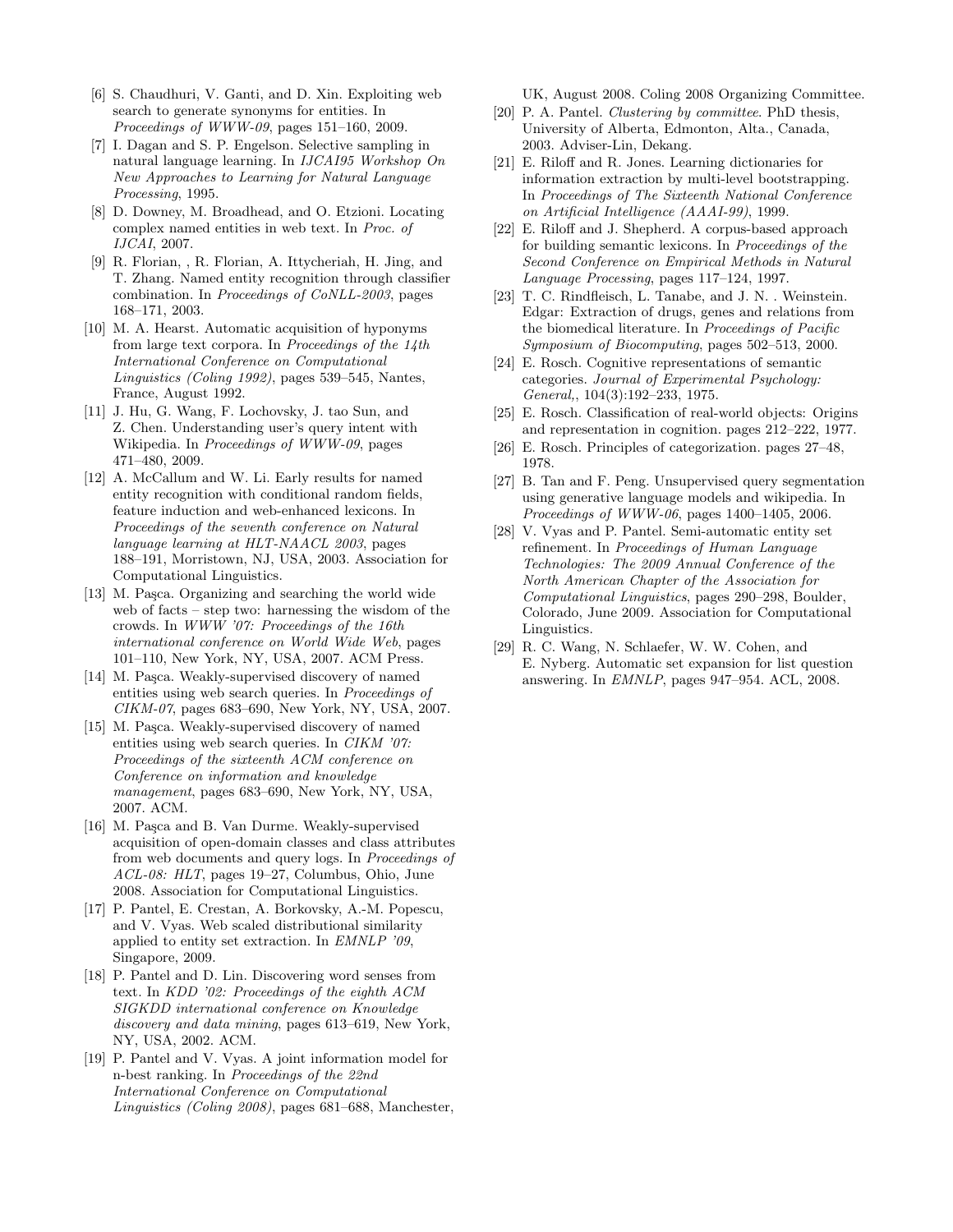[6] S. Chaudhuri, V. Ganti, and D. Xin. Exploiting web search to generate synonyms for entities. In *Proceedings of WWW-09*, pages 151–160, 2009.

[7] I. Dagan and S. P. Engelson. Selective sampling in natural language learning. In *IJCAI95 Workshop On New Approaches to Learning for Natural Language Processing*, 1995.

[8] D. Downey, M. Broadhead, and O. Etzioni. Locating complex named entities in web text. In *Proc. of IJCAI*, 2007.

[9] R. Florian, , R. Florian, A. Ittycheriah, H. Jing, and T. Zhang. Named entity recognition through classifier combination. In *Proceedings of CoNLL-2003*, pages 168–171, 2003.

[10] M. A. Hearst. Automatic acquisition of hyponyms from large text corpora. In *Proceedings of the 14th International Conference on Computational Linguistics (Coling 1992)*, pages 539–545, Nantes, France, August 1992.

[11] J. Hu, G. Wang, F. Lochovsky, J. tao Sun, and Z. Chen. Understanding user's query intent with Wikipedia. In *Proceedings of WWW-09*, pages 471–480, 2009.

[12] A. McCallum and W. Li. Early results for named entity recognition with conditional random fields, feature induction and web-enhanced lexicons. In *Proceedings of the seventh conference on Natural language learning at HLT-NAACL 2003*, pages 188–191, Morristown, NJ, USA, 2003. Association for Computational Linguistics.

[13] M. Paşca. Organizing and searching the world wide web of facts – step two: harnessing the wisdom of the crowds. In *WWW '07: Proceedings of the 16th international conference on World Wide Web*, pages 101–110, New York, NY, USA, 2007. ACM Press.

[14] M. Paşca. Weakly-supervised discovery of named entities using web search queries. In *Proceedings of CIKM-07*, pages 683–690, New York, NY, USA, 2007.

[15] M. Paşca. Weakly-supervised discovery of named entities using web search queries. In *CIKM '07: Proceedings of the sixteenth ACM conference on Conference on information and knowledge management*, pages 683–690, New York, NY, USA, 2007. ACM.

[16] M. Paşca and B. Van Durme. Weakly-supervised acquisition of open-domain classes and class attributes from web documents and query logs. In *Proceedings of ACL-08: HLT*, pages 19–27, Columbus, Ohio, June 2008. Association for Computational Linguistics.

[17] P. Pantel, E. Crestan, A. Borkovsky, A.-M. Popescu, and V. Vyas. Web scaled distributional similarity applied to entity set extraction. In *EMNLP '09*, Singapore, 2009.

[18] P. Pantel and D. Lin. Discovering word senses from text. In *KDD '02: Proceedings of the eighth ACM SIGKDD international conference on Knowledge discovery and data mining*, pages 613–619, New York, NY, USA, 2002. ACM.

[19] P. Pantel and V. Vyas. A joint information model for n-best ranking. In *Proceedings of the 22nd International Conference on Computational Linguistics (Coling 2008)*, pages 681–688, Manchester, UK, August 2008. Coling 2008 Organizing Committee.

[20] P. A. Pantel. *Clustering by committee*. PhD thesis, University of Alberta, Edmonton, Alta., Canada, 2003. Adviser-Lin, Dekang.

[21] E. Riloff and R. Jones. Learning dictionaries for information extraction by multi-level bootstrapping. In *Proceedings of The Sixteenth National Conference on Artificial Intelligence (AAAI-99)*, 1999.

[22] E. Riloff and J. Shepherd. A corpus-based approach for building semantic lexicons. In *Proceedings of the Second Conference on Empirical Methods in Natural Language Processing*, pages 117–124, 1997.

[23] T. C. Rindfleisch, L. Tanabe, and J. N. . Weinstein. Edgar: Extraction of drugs, genes and relations from the biomedical literature. In *Proceedings of Pacific Symposium of Biocomputing*, pages 502–513, 2000.

[24] E. Rosch. Cognitive representations of semantic categories. *Journal of Experimental Psychology: General,*, 104(3):192–233, 1975.

[25] E. Rosch. Classification of real-world objects: Origins and representation in cognition. pages 212–222, 1977.

[26] E. Rosch. Principles of categorization. pages 27–48, 1978.

[27] B. Tan and F. Peng. Unsupervised query segmentation using generative language models and wikipedia. In *Proceedings of WWW-06*, pages 1400–1405, 2006.

[28] V. Vyas and P. Pantel. Semi-automatic entity set refinement. In *Proceedings of Human Language Technologies: The 2009 Annual Conference of the North American Chapter of the Association for Computational Linguistics*, pages 290–298, Boulder, Colorado, June 2009. Association for Computational Linguistics.

[29] R. C. Wang, N. Schlaefer, W. W. Cohen, and E. Nyberg. Automatic set expansion for list question answering. In *EMNLP*, pages 947–954. ACL, 2008.